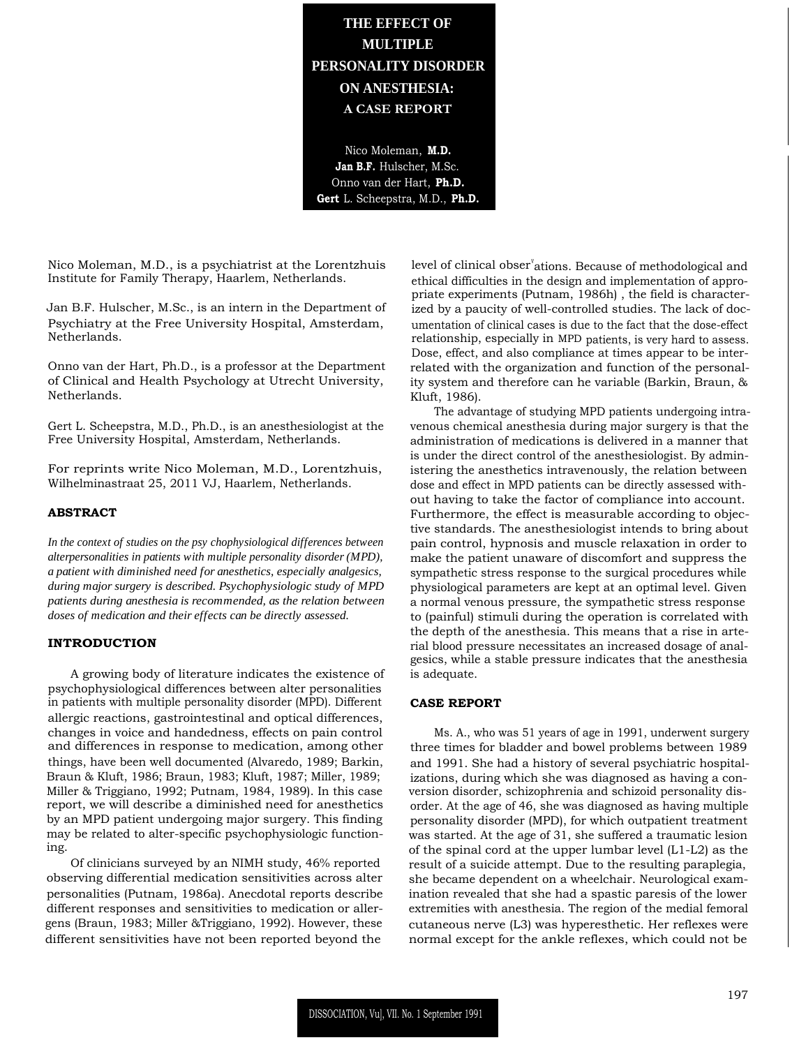# THE EFFECT OF MULTIPLE PERSONALITY DISORDER ON ANESTHESIA: A CASE REPORT

Nico Moleman, **M.D.**
**Jan B.F.** Hulscher, M.Sc.
Onno van der Hart, **Ph.D.**
**Gert** L. Scheepstra, M.D., **Ph.D.**

Nico Moleman, M.D., is a psychiatrist at the Lorentzhuis Institute for Family Therapy, Haarlem, Netherlands.

Jan B.F. Hulscher, M.Sc., is an intern in the Department of Psychiatry at the Free University Hospital, Amsterdam, Netherlands.

Onno van der Hart, Ph.D., is a professor at the Department of Clinical and Health Psychology at Utrecht University, Netherlands.

Gert L. Scheepstra, M.D., Ph.D., is an anesthesiologist at the Free University Hospital, Amsterdam, Netherlands.

For reprints write Nico Moleman, M.D., Lorentzhuis, Wilhelminastraat 25, 2011 VJ, Haarlem, Netherlands.

## ABSTRACT

*In the context of studies on the psy chophysiological differences between alterpersonalities in patients with multiple personality disorder (MPD), a patient with diminished need for anesthetics, especially analgesics, during major surgery is described. Psychophysiologic study of MPD patients during anesthesia is recommended, as the relation between doses of medication and their effects can be directly assessed.*

## INTRODUCTION

A growing body of literature indicates the existence of psychophysiological differences between alter personalities in patients with multiple personality disorder (MPD). Different allergic reactions, gastrointestinal and optical differences, changes in voice and handedness, effects on pain control and differences in response to medication, among other things, have been well documented (Alvaredo, 1989; Barkin, Braun & Kluft, 1986; Braun, 1983; Kluft, 1987; Miller, 1989; Miller & Triggiano, 1992; Putnam, 1984, 1989). In this case report, we will describe a diminished need for anesthetics by an MPD patient undergoing major surgery. This finding may be related to alter-specific psychophysiologic functioning.

Of clinicians surveyed by an NIMH study, 46% reported observing differential medication sensitivities across alter personalities (Putnam, 1986a). Anecdotal reports describe different responses and sensitivities to medication or allergens (Braun, 1983; Miller &Triggiano, 1992). However, these different sensitivities have not been reported beyond the level of clinical obser'ations. Because of methodological and ethical difficulties in the design and implementation of appropriate experiments (Putnam, 1986h) , the field is characterized by a paucity of well-controlled studies. The lack of documentation of clinical cases is due to the fact that the dose-effect relationship, especially in MPD patients, is very hard to assess. Dose, effect, and also compliance at times appear to be interrelated with the organization and function of the personality system and therefore can he variable (Barkin, Braun, & Kluft, 1986).

The advantage of studying MPD patients undergoing intravenous chemical anesthesia during major surgery is that the administration of medications is delivered in a manner that is under the direct control of the anesthesiologist. By administering the anesthetics intravenously, the relation between dose and effect in MPD patients can be directly assessed without having to take the factor of compliance into account. Furthermore, the effect is measurable according to objective standards. The anesthesiologist intends to bring about pain control, hypnosis and muscle relaxation in order to make the patient unaware of discomfort and suppress the sympathetic stress response to the surgical procedures while physiological parameters are kept at an optimal level. Given a normal venous pressure, the sympathetic stress response to (painful) stimuli during the operation is correlated with the depth of the anesthesia. This means that a rise in arterial blood pressure necessitates an increased dosage of analgesics, while a stable pressure indicates that the anesthesia is adequate.

## CASE REPORT

Ms. A., who was 51 years of age in 1991, underwent surgery three times for bladder and bowel problems between 1989 and 1991. She had a history of several psychiatric hospitalizations, during which she was diagnosed as having a conversion disorder, schizophrenia and schizoid personality disorder. At the age of 46, she was diagnosed as having multiple personality disorder (MPD), for which outpatient treatment was started. At the age of 31, she suffered a traumatic lesion of the spinal cord at the upper lumbar level (L1-L2) as the result of a suicide attempt. Due to the resulting paraplegia, she became dependent on a wheelchair. Neurological examination revealed that she had a spastic paresis of the lower extremities with anesthesia. The region of the medial femoral cutaneous nerve (L3) was hyperesthetic. Her reflexes were normal except for the ankle reflexes, which could not be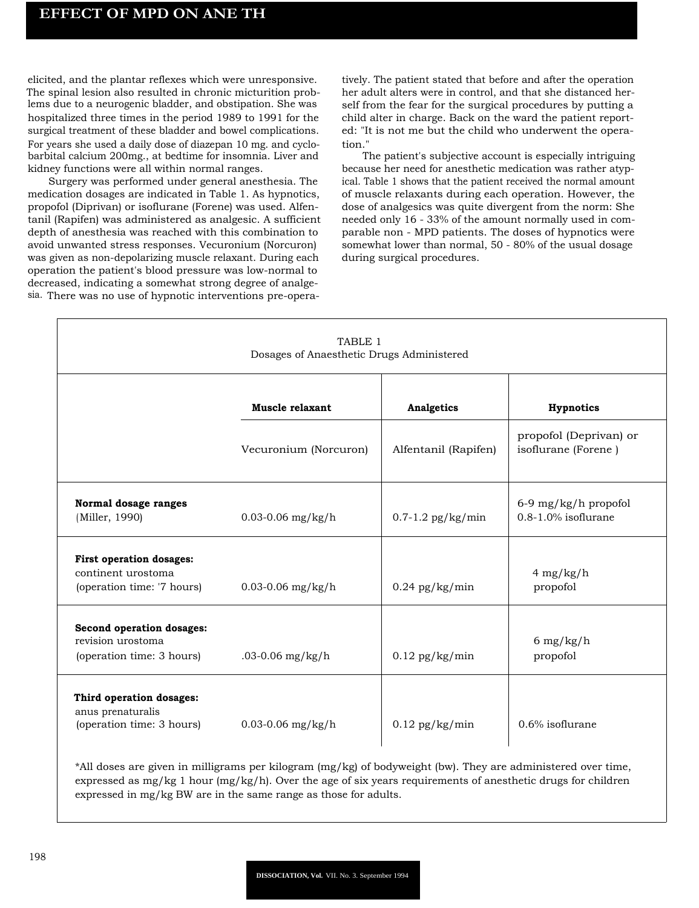elicited, and the plantar reflexes which were unresponsive. The spinal lesion also resulted in chronic micturition problems due to a neurogenic bladder, and obstipation. She was hospitalized three times in the period 1989 to 1991 for the surgical treatment of these bladder and bowel complications. For years she used a daily dose of diazepan 10 mg. and cyclobarbital calcium 200mg., at bedtime for insomnia. Liver and kidney functions were all within normal ranges.

Surgery was performed under general anesthesia. The medication dosages are indicated in Table 1. As hypnotics, propofol (Diprivan) or isoflurane (Forene) was used. Alfentanil (Rapifen) was administered as analgesic. A sufficient depth of anesthesia was reached with this combination to avoid unwanted stress responses. Vecuronium (Norcuron) was given as non-depolarizing muscle relaxant. During each operation the patient's blood pressure was low-normal to decreased, indicating a somewhat strong degree of analgesia. There was no use of hypnotic interventions pre-operatively. The patient stated that before and after the operation her adult alters were in control, and that she distanced herself from the fear for the surgical procedures by putting a child alter in charge. Back on the ward the patient reported: "It is not me but the child who underwent the operation."

The patient's subjective account is especially intriguing because her need for anesthetic medication was rather atypical. Table 1 shows that the patient received the normal amount of muscle relaxants during each operation. However, the dose of analgesics was quite divergent from the norm: She needed only 16 - 33% of the amount normally used in comparable non - MPD patients. The doses of hypnotics were somewhat lower than normal, 50 - 80% of the usual dosage during surgical procedures.

TABLE 1
Dosages of Anaesthetic Drugs Administered

| | **Muscle relaxant** | **Analgetics** | **Hypnotics** |
|---|---|---|---|
| | Vecuronium (Norcuron) | Alfentanil (Rapifen) | propofol (Deprivan) or isoflurane (Forene ) |
| **Normal dosage ranges** (Miller, 1990) | 0.03-0.06 mg/kg/h | 0.7-1.2 pg/kg/min | 6-9 mg/kg/h propofol 0.8-1.0% isoflurane |
| **First operation dosages:** continent urostoma (operation time: '7 hours) | 0.03-0.06 mg/kg/h | 0.24 pg/kg/min | 4 mg/kg/h propofol |
| **Second operation dosages:** revision urostoma (operation time: 3 hours) | .03-0.06 mg/kg/h | 0.12 pg/kg/min | 6 mg/kg/h propofol |
| **Third operation dosages:** anus prenaturalis (operation time: 3 hours) | 0.03-0.06 mg/kg/h | 0.12 pg/kg/min | 0.6% isoflurane |

*All doses are given in milligrams per kilogram (mg/kg) of bodyweight (bw). They are administered over time, expressed as mg/kg 1 hour (mg/kg/h). Over the age of six years requirements of anesthetic drugs for children expressed in mg/kg BW are in the same range as those for adults.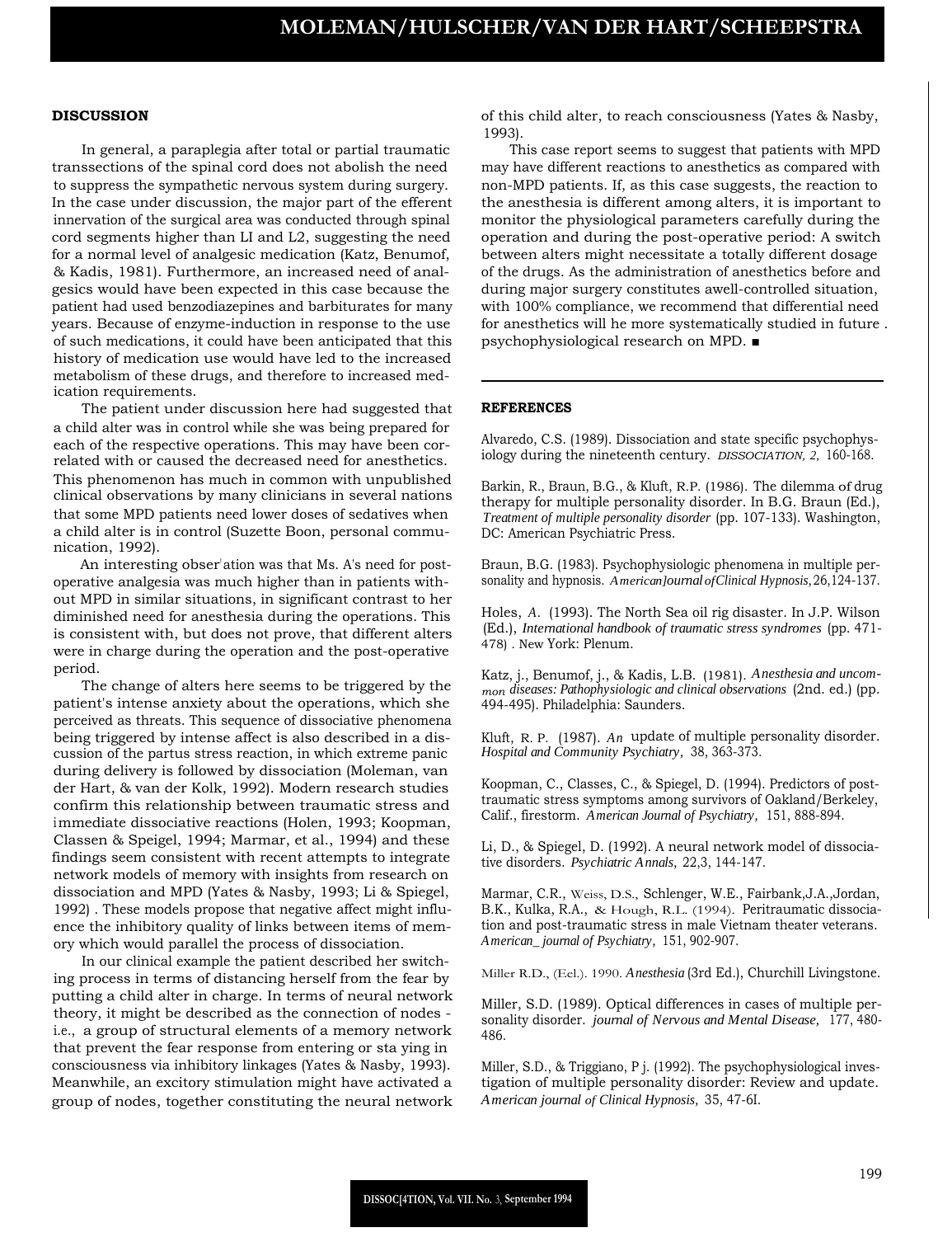### DISCUSSION

In general, a paraplegia after total or partial traumatic transsections of the spinal cord does not abolish the need to suppress the sympathetic nervous system during surgery. In the case under discussion, the major part of the efferent innervation of the surgical area was conducted through spinal cord segments higher than LI and L2, suggesting the need for a normal level of analgesic medication (Katz, Benumof, & Kadis, 1981). Furthermore, an increased need of analgesics would have been expected in this case because the patient had used benzodiazepines and barbiturates for many years. Because of enzyme-induction in response to the use of such medications, it could have been anticipated that this history of medication use would have led to the increased metabolism of these drugs, and therefore to increased medication requirements.

The patient under discussion here had suggested that a child alter was in control while she was being prepared for each of the respective operations. This may have been correlated with or caused the decreased need for anesthetics. This phenomenon has much in common with unpublished clinical observations by many clinicians in several nations that some MPD patients need lower doses of sedatives when a child alter is in control (Suzette Boon, personal communication, 1992).

An interesting obser'ation was that Ms. A's need for postoperative analgesia was much higher than in patients without MPD in similar situations, in significant contrast to her diminished need for anesthesia during the operations. This is consistent with, but does not prove, that different alters were in charge during the operation and the post-operative period.

The change of alters here seems to be triggered by the patient's intense anxiety about the operations, which she perceived as threats. This sequence of dissociative phenomena being triggered by intense affect is also described in a discussion of the partus stress reaction, in which extreme panic during delivery is followed by dissociation (Moleman, van der Hart, & van der Kolk, 1992). Modern research studies confirm this relationship between traumatic stress and immediate dissociative reactions (Holen, 1993; Koopman, Classen & Speigel, 1994; Marmar, et al., 1994) and these findings seem consistent with recent attempts to integrate network models of memory with insights from research on dissociation and MPD (Yates & Nasby, 1993; Li & Spiegel, 1992) . These models propose that negative affect might influence the inhibitory quality of links between items of memory which would parallel the process of dissociation.

In our clinical example the patient described her switching process in terms of distancing herself from the fear by putting a child alter in charge. In terms of neural network theory, it might be described as the connection of nodes - i.e., a group of structural elements of a memory network that prevent the fear response from entering or sta ying in consciousness via inhibitory linkages (Yates & Nasby, 1993). Meanwhile, an excitory stimulation might have activated a group of nodes, together constituting the neural network of this child alter, to reach consciousness (Yates & Nasby, 1993).

This case report seems to suggest that patients with MPD may have different reactions to anesthetics as compared with non-MPD patients. If, as this case suggests, the reaction to the anesthesia is different among alters, it is important to monitor the physiological parameters carefully during the operation and during the post-operative period: A switch between alters might necessitate a totally different dosage of the drugs. As the administration of anesthetics before and during major surgery constitutes awell-controlled situation, with 100% compliance, we recommend that differential need for anesthetics will he more systematically studied in future . psychophysiological research on MPD. ■

### REFERENCES

Alvaredo, C.S. (1989). Dissociation and state specific psychophysiology during the nineteenth century. *DISSOCIATION, 2*, 160-168.

Barkin, R., Braun, B.G., & Kluft, R.P. (1986). The dilemma of drug therapy for multiple personality disorder. In B.G. Braun (Ed.), *Treatment of multiple personality disorder* (pp. 107-133). Washington, DC: American Psychiatric Press.

Braun, B.G. (1983). Psychophysiologic phenomena in multiple personality and hypnosis. *AmericanJournal ofClinical Hypnosis,* 26,124-137.

Holes, A. (1993). The North Sea oil rig disaster. In J.P. Wilson (Ed.), *International handbook of traumatic stress syndromes* (pp. 471-478) . New York: Plenum.

Katz, j., Benumof, j., & Kadis, L.B. (1981). *Anesthesia and uncommon diseases: Pathophysiologic and clinical observations* (2nd. ed.) (pp. 494-495). Philadelphia: Saunders.

Kluft, R. P. (1987). *An* update of multiple personality disorder. *Hospital and Community Psychiatry*, 38, 363-373.

Koopman, C., Classes, C., & Spiegel, D. (1994). Predictors of posttraumatic stress symptoms among survivors of Oakland/Berkeley, Calif., firestorm. *American Journal of Psychiatry*, 151, 888-894.

Li, D., & Spiegel, D. (1992). A neural network model of dissociative disorders. *Psychiatric Annals*, 22,3, 144-147.

Marmar, C.R., Weiss, D.S., Schlenger, W.E., Fairbank,J.A.,Jordan, B.K., Kulka, R.A., & Hough, R.L. (1994). Peritraumatic dissociation and post-traumatic stress in male Vietnam theater veterans. *American_ journal of Psychiatry*, 151, 902-907.

Miller R.D., (Eel.). 1990. *Anesthesia* (3rd Ed.), Churchill Livingstone.

Miller, S.D. (1989). Optical differences in cases of multiple personality disorder. *journal of Nervous and Mental Disease,* 177, 480-486.

Miller, S.D., & Triggiano, P j. (1992). The psychophysiological investigation of multiple personality disorder: Review and update. *American journal of Clinical Hypnosis,* 35, 47-6I.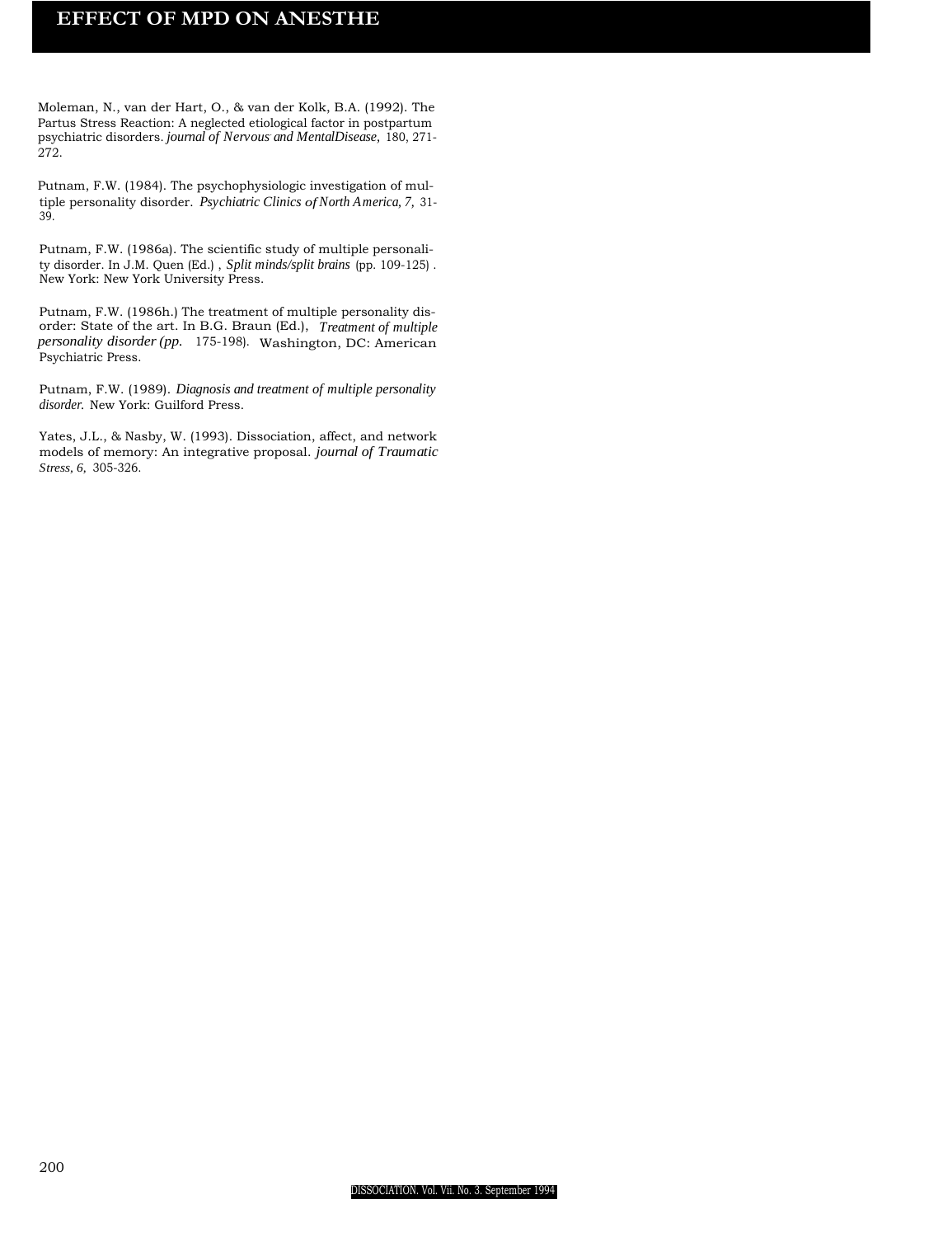Moleman, N., van der Hart, O., & van der Kolk, B.A. (1992). The Partus Stress Reaction: A neglected etiological factor in postpartum psychiatric disorders. *journal of Nervous and MentalDisease,* 180, 271-272.

Putnam, F.W. (1984). The psychophysiologic investigation of multiple personality disorder. *Psychiatric Clinics of North America, 7,* 31-39.

Putnam, F.W. (1986a). The scientific study of multiple personality disorder. In J.M. Quen (Ed.) , *Split minds/split brains* (pp. 109-125) . New York: New York University Press.

Putnam, F.W. (1986h.) The treatment of multiple personality disorder: State of the art. In B.G. Braun (Ed.), *Treatment of multiple personality disorder (pp.* 175-198). Washington, DC: American Psychiatric Press.

Putnam, F.W. (1989). *Diagnosis and treatment of multiple personality disorder.* New York: Guilford Press.

Yates, J.L., & Nasby, W. (1993). Dissociation, affect, and network models of memory: An integrative proposal. *journal of Traumatic Stress, 6,* 305-326.